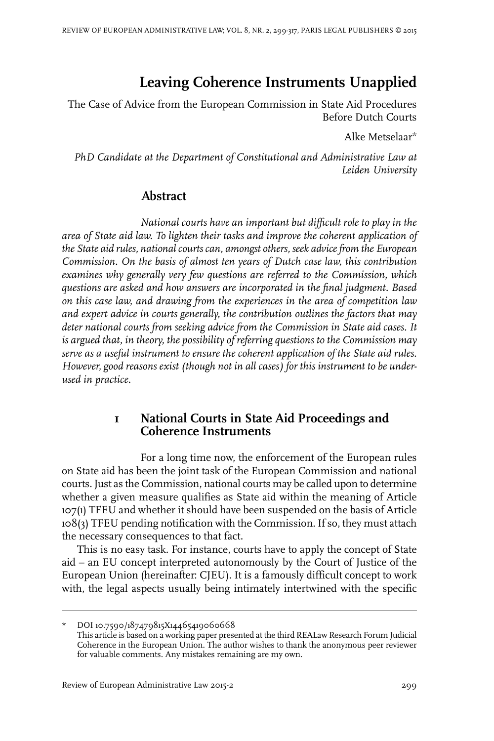# Leaving Coherence Instruments Unapplied

The Case of Advice from the European Commission in State Aid Procedures Before Dutch Courts

Alke Metselaar*

*PhD Candidate at the Department of Constitutional and Administrative Law at Leiden University*

## Abstract

*National courts have an important but difficult role to play in the area of State aid law. To lighten their tasks and improve the coherent application of the State aid rules, national courts can, amongst others, seek advice from the European Commission. On the basis of almost ten years of Dutch case law, this contribution examines why generally very few questions are referred to the Commission, which questions are asked and how answers are incorporated in the final judgment. Based on this case law, and drawing from the experiences in the area of competition law and expert advice in courts generally, the contribution outlines the factors that may deter national courts from seeking advice from the Commission in State aid cases. It is argued that, in theory, the possibility of referring questions to the Commission may serve as a useful instrument to ensure the coherent application of the State aid rules. However, good reasons exist (though not in all cases) for this instrument to be under-used in practice.*

## 1 National Courts in State Aid Proceedings and Coherence Instruments

For a long time now, the enforcement of the European rules on State aid has been the joint task of the European Commission and national courts. Just as the Commission, national courts may be called upon to determine whether a given measure qualifies as State aid within the meaning of Article 107(1) TFEU and whether it should have been suspended on the basis of Article 108(3) TFEU pending notification with the Commission. If so, they must attach the necessary consequences to that fact.

This is no easy task. For instance, courts have to apply the concept of State aid – an EU concept interpreted autonomously by the Court of Justice of the European Union (hereinafter: CJEU). It is a famously difficult concept to work with, the legal aspects usually being intimately intertwined with the specific

---

\* DOI 10.7590/187479815X14465419060668
This article is based on a working paper presented at the third REALaw Research Forum Judicial Coherence in the European Union. The author wishes to thank the anonymous peer reviewer for valuable comments. Any mistakes remaining are my own.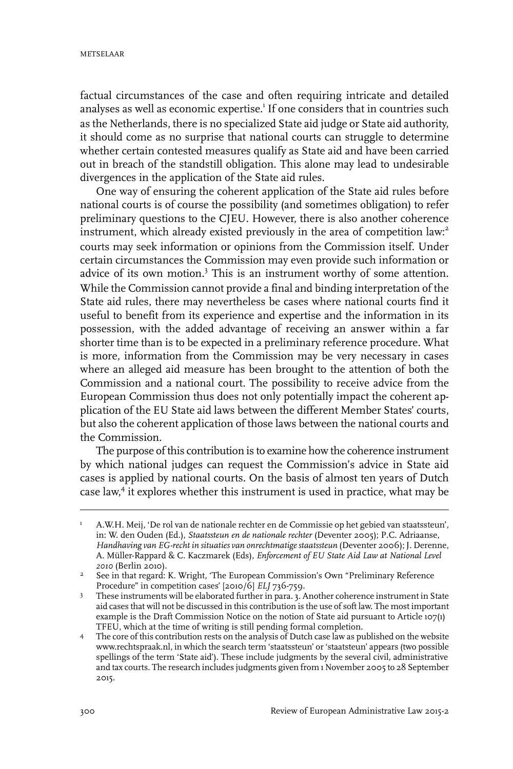factual circumstances of the case and often requiring intricate and detailed analyses as well as economic expertise.[1] If one considers that in countries such as the Netherlands, there is no specialized State aid judge or State aid authority, it should come as no surprise that national courts can struggle to determine whether certain contested measures qualify as State aid and have been carried out in breach of the standstill obligation. This alone may lead to undesirable divergences in the application of the State aid rules.

One way of ensuring the coherent application of the State aid rules before national courts is of course the possibility (and sometimes obligation) to refer preliminary questions to the CJEU. However, there is also another coherence instrument, which already existed previously in the area of competition law:[2] courts may seek information or opinions from the Commission itself. Under certain circumstances the Commission may even provide such information or advice of its own motion.[3] This is an instrument worthy of some attention. While the Commission cannot provide a final and binding interpretation of the State aid rules, there may nevertheless be cases where national courts find it useful to benefit from its experience and expertise and the information in its possession, with the added advantage of receiving an answer within a far shorter time than is to be expected in a preliminary reference procedure. What is more, information from the Commission may be very necessary in cases where an alleged aid measure has been brought to the attention of both the Commission and a national court. The possibility to receive advice from the European Commission thus does not only potentially impact the coherent application of the EU State aid laws between the different Member States' courts, but also the coherent application of those laws between the national courts and the Commission.

The purpose of this contribution is to examine how the coherence instrument by which national judges can request the Commission's advice in State aid cases is applied by national courts. On the basis of almost ten years of Dutch case law,[4] it explores whether this instrument is used in practice, what may be

---

1 A.W.H. Meij, 'De rol van de nationale rechter en de Commissie op het gebied van staatssteun', in: W. den Ouden (Ed.), *Staatssteun en de nationale rechter* (Deventer 2005); P.C. Adriaanse, *Handhaving van EG-recht in situaties van onrechtmatige staatssteun* (Deventer 2006); J. Derenne, A. Müller-Rappard & C. Kaczmarek (Eds), *Enforcement of EU State Aid Law at National Level 2010* (Berlin 2010).

2 See in that regard: K. Wright, 'The European Commission's Own "Preliminary Reference Procedure" in competition cases' [2010/6] *ELJ* 736-759.

3 These instruments will be elaborated further in para. 3. Another coherence instrument in State aid cases that will not be discussed in this contribution is the use of soft law. The most important example is the Draft Commission Notice on the notion of State aid pursuant to Article 107(1) TFEU, which at the time of writing is still pending formal completion.

4 The core of this contribution rests on the analysis of Dutch case law as published on the website www.rechtspraak.nl, in which the search term 'staatssteun' or 'staatsteun' appears (two possible spellings of the term 'State aid'). These include judgments by the several civil, administrative and tax courts. The research includes judgments given from 1 November 2005 to 28 September 2015.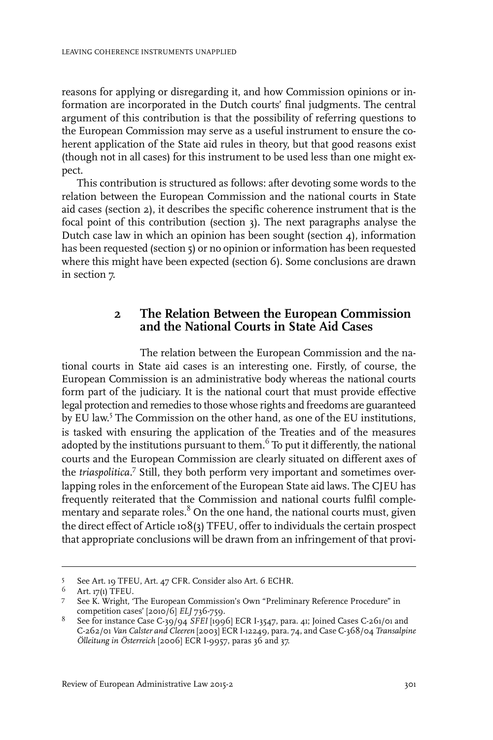reasons for applying or disregarding it, and how Commission opinions or information are incorporated in the Dutch courts' final judgments. The central argument of this contribution is that the possibility of referring questions to the European Commission may serve as a useful instrument to ensure the coherent application of the State aid rules in theory, but that good reasons exist (though not in all cases) for this instrument to be used less than one might expect.

This contribution is structured as follows: after devoting some words to the relation between the European Commission and the national courts in State aid cases (section 2), it describes the specific coherence instrument that is the focal point of this contribution (section 3). The next paragraphs analyse the Dutch case law in which an opinion has been sought (section 4), information has been requested (section 5) or no opinion or information has been requested where this might have been expected (section 6). Some conclusions are drawn in section 7.

## 2 The Relation Between the European Commission and the National Courts in State Aid Cases

The relation between the European Commission and the national courts in State aid cases is an interesting one. Firstly, of course, the European Commission is an administrative body whereas the national courts form part of the judiciary. It is the national court that must provide effective legal protection and remedies to those whose rights and freedoms are guaranteed by EU law.[5] The Commission on the other hand, as one of the EU institutions, is tasked with ensuring the application of the Treaties and of the measures adopted by the institutions pursuant to them.[6] To put it differently, the national courts and the European Commission are clearly situated on different axes of the *triaspolitica*.[7] Still, they both perform very important and sometimes overlapping roles in the enforcement of the European State aid laws. The CJEU has frequently reiterated that the Commission and national courts fulfil complementary and separate roles.[8] On the one hand, the national courts must, given the direct effect of Article 108(3) TFEU, offer to individuals the certain prospect that appropriate conclusions will be drawn from an infringement of that provi-

---

5 See Art. 19 TFEU, Art. 47 CFR. Consider also Art. 6 ECHR.

6 Art. 17(1) TFEU.

7 See K. Wright, 'The European Commission's Own "Preliminary Reference Procedure" in competition cases' [2010/6] *ELJ* 736-759.

8 See for instance Case C-39/94 *SFEI* [1996] ECR I-3547, para. 41; Joined Cases C-261/01 and C-262/01 *Van Calster and Cleeren* [2003] ECR I-12249, para. 74, and Case C-368/04 *Transalpine Ölleitung in Österreich* [2006] ECR I-9957, paras 36 and 37.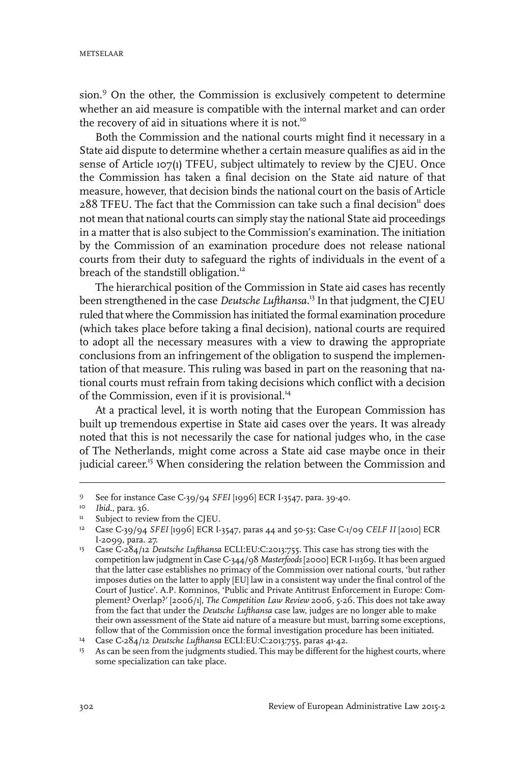sion.[9] On the other, the Commission is exclusively competent to determine whether an aid measure is compatible with the internal market and can order the recovery of aid in situations where it is not.[10]

Both the Commission and the national courts might find it necessary in a State aid dispute to determine whether a certain measure qualifies as aid in the sense of Article 107(1) TFEU, subject ultimately to review by the CJEU. Once the Commission has taken a final decision on the State aid nature of that measure, however, that decision binds the national court on the basis of Article 288 TFEU. The fact that the Commission can take such a final decision[11] does not mean that national courts can simply stay the national State aid proceedings in a matter that is also subject to the Commission's examination. The initiation by the Commission of an examination procedure does not release national courts from their duty to safeguard the rights of individuals in the event of a breach of the standstill obligation.[12]

The hierarchical position of the Commission in State aid cases has recently been strengthened in the case *Deutsche Lufthansa*.[13] In that judgment, the CJEU ruled that where the Commission has initiated the formal examination procedure (which takes place before taking a final decision), national courts are required to adopt all the necessary measures with a view to drawing the appropriate conclusions from an infringement of the obligation to suspend the implementation of that measure. This ruling was based in part on the reasoning that national courts must refrain from taking decisions which conflict with a decision of the Commission, even if it is provisional.[14]

At a practical level, it is worth noting that the European Commission has built up tremendous expertise in State aid cases over the years. It was already noted that this is not necessarily the case for national judges who, in the case of The Netherlands, might come across a State aid case maybe once in their judicial career.[15] When considering the relation between the Commission and

---

9 See for instance Case C-39/94 *SFEI* [1996] ECR I-3547, para. 39-40.

10 *Ibid.*, para. 36.

11 Subject to review from the CJEU.

12 Case C-39/94 *SFEI* [1996] ECR I-3547, paras 44 and 50-53; Case C-1/09 *CELF II* [2010] ECR I-2099, para. 27.

13 Case C-284/12 *Deutsche Lufthansa* ECLI:EU:C:2013:755. This case has strong ties with the competition law judgment in Case C-344/98 *Masterfoods* [2000] ECR I-11369. It has been argued that the latter case establishes no primacy of the Commission over national courts, 'but rather imposes duties on the latter to apply [EU] law in a consistent way under the final control of the Court of Justice'. A.P. Komninos, 'Public and Private Antitrust Enforcement in Europe: Complement? Overlap?' [2006/1], *The Competition Law Review* 2006, 5-26. This does not take away from the fact that under the *Deutsche Lufthansa* case law, judges are no longer able to make their own assessment of the State aid nature of a measure but must, barring some exceptions, follow that of the Commission once the formal investigation procedure has been initiated.

14 Case C-284/12 *Deutsche Lufthansa* ECLI:EU:C:2013:755, paras 41-42.

15 As can be seen from the judgments studied. This may be different for the highest courts, where some specialization can take place.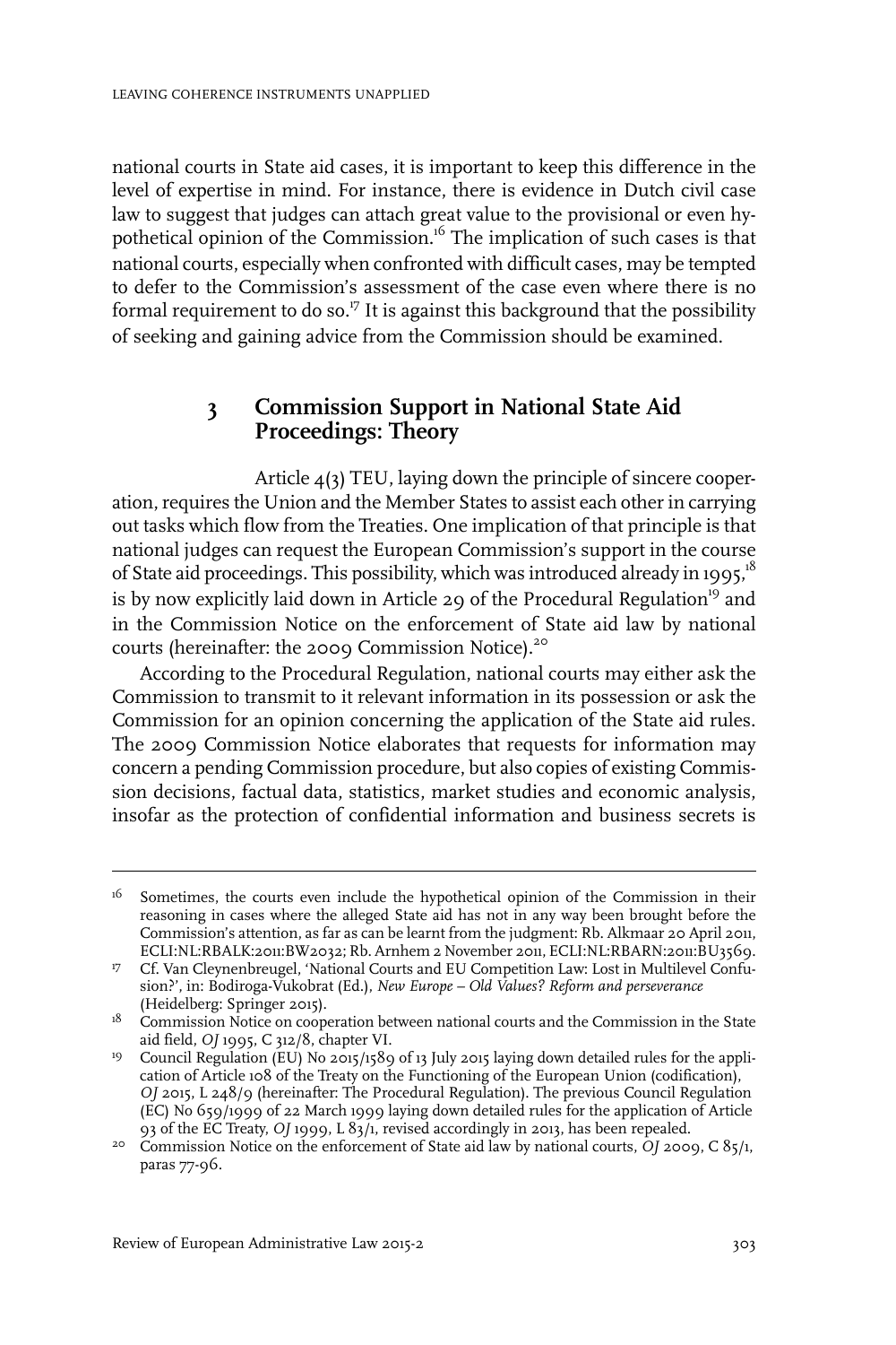national courts in State aid cases, it is important to keep this difference in the level of expertise in mind. For instance, there is evidence in Dutch civil case law to suggest that judges can attach great value to the provisional or even hypothetical opinion of the Commission.[16] The implication of such cases is that national courts, especially when confronted with difficult cases, may be tempted to defer to the Commission's assessment of the case even where there is no formal requirement to do so.[17] It is against this background that the possibility of seeking and gaining advice from the Commission should be examined.

## 3 Commission Support in National State Aid Proceedings: Theory

Article 4(3) TEU, laying down the principle of sincere cooperation, requires the Union and the Member States to assist each other in carrying out tasks which flow from the Treaties. One implication of that principle is that national judges can request the European Commission's support in the course of State aid proceedings. This possibility, which was introduced already in 1995,[18] is by now explicitly laid down in Article 29 of the Procedural Regulation[19] and in the Commission Notice on the enforcement of State aid law by national courts (hereinafter: the 2009 Commission Notice).[20]

According to the Procedural Regulation, national courts may either ask the Commission to transmit to it relevant information in its possession or ask the Commission for an opinion concerning the application of the State aid rules. The 2009 Commission Notice elaborates that requests for information may concern a pending Commission procedure, but also copies of existing Commission decisions, factual data, statistics, market studies and economic analysis, insofar as the protection of confidential information and business secrets is

---

16 Sometimes, the courts even include the hypothetical opinion of the Commission in their reasoning in cases where the alleged State aid has not in any way been brought before the Commission's attention, as far as can be learnt from the judgment: Rb. Alkmaar 20 April 2011, ECLI:NL:RBALK:2011:BW2032; Rb. Arnhem 2 November 2011, ECLI:NL:RBARN:2011:BU3569.

17 Cf. Van Cleynenbreugel, 'National Courts and EU Competition Law: Lost in Multilevel Confusion?', in: Bodiroga-Vukobrat (Ed.), *New Europe – Old Values? Reform and perseverance* (Heidelberg: Springer 2015).

18 Commission Notice on cooperation between national courts and the Commission in the State aid field, *OJ* 1995, C 312/8, chapter VI.

19 Council Regulation (EU) No 2015/1589 of 13 July 2015 laying down detailed rules for the application of Article 108 of the Treaty on the Functioning of the European Union (codification), *OJ* 2015, L 248/9 (hereinafter: The Procedural Regulation). The previous Council Regulation (EC) No 659/1999 of 22 March 1999 laying down detailed rules for the application of Article 93 of the EC Treaty, *OJ* 1999, L 83/1, revised accordingly in 2013, has been repealed.

20 Commission Notice on the enforcement of State aid law by national courts, *OJ* 2009, C 85/1, paras 77-96.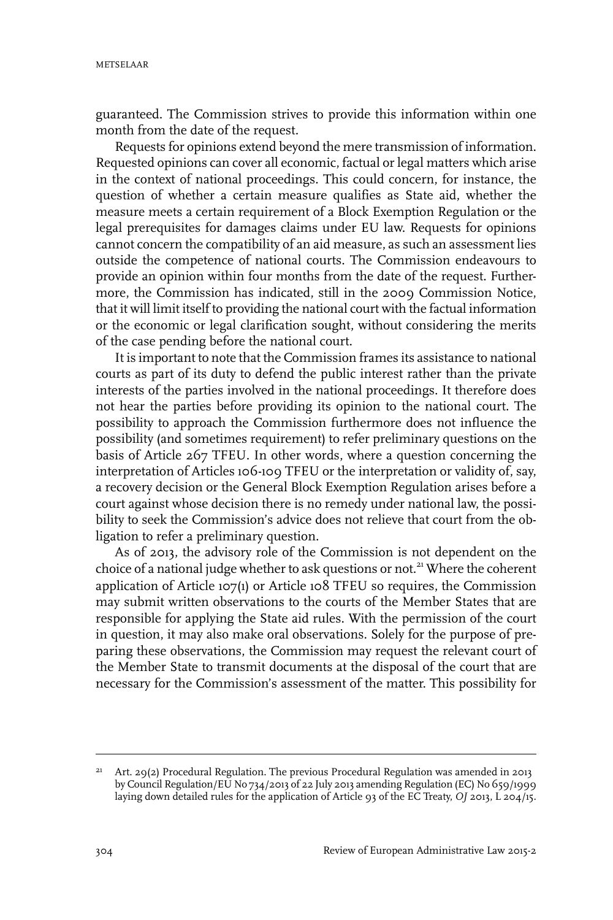guaranteed. The Commission strives to provide this information within one month from the date of the request.

Requests for opinions extend beyond the mere transmission of information. Requested opinions can cover all economic, factual or legal matters which arise in the context of national proceedings. This could concern, for instance, the question of whether a certain measure qualifies as State aid, whether the measure meets a certain requirement of a Block Exemption Regulation or the legal prerequisites for damages claims under EU law. Requests for opinions cannot concern the compatibility of an aid measure, as such an assessment lies outside the competence of national courts. The Commission endeavours to provide an opinion within four months from the date of the request. Furthermore, the Commission has indicated, still in the 2009 Commission Notice, that it will limit itself to providing the national court with the factual information or the economic or legal clarification sought, without considering the merits of the case pending before the national court.

It is important to note that the Commission frames its assistance to national courts as part of its duty to defend the public interest rather than the private interests of the parties involved in the national proceedings. It therefore does not hear the parties before providing its opinion to the national court. The possibility to approach the Commission furthermore does not influence the possibility (and sometimes requirement) to refer preliminary questions on the basis of Article 267 TFEU. In other words, where a question concerning the interpretation of Articles 106-109 TFEU or the interpretation or validity of, say, a recovery decision or the General Block Exemption Regulation arises before a court against whose decision there is no remedy under national law, the possibility to seek the Commission's advice does not relieve that court from the obligation to refer a preliminary question.

As of 2013, the advisory role of the Commission is not dependent on the choice of a national judge whether to ask questions or not.[21] Where the coherent application of Article 107(1) or Article 108 TFEU so requires, the Commission may submit written observations to the courts of the Member States that are responsible for applying the State aid rules. With the permission of the court in question, it may also make oral observations. Solely for the purpose of preparing these observations, the Commission may request the relevant court of the Member State to transmit documents at the disposal of the court that are necessary for the Commission's assessment of the matter. This possibility for

---

21 Art. 29(2) Procedural Regulation. The previous Procedural Regulation was amended in 2013 by Council Regulation/EU No 734/2013 of 22 July 2013 amending Regulation (EC) No 659/1999 laying down detailed rules for the application of Article 93 of the EC Treaty, *OJ* 2013, L 204/15.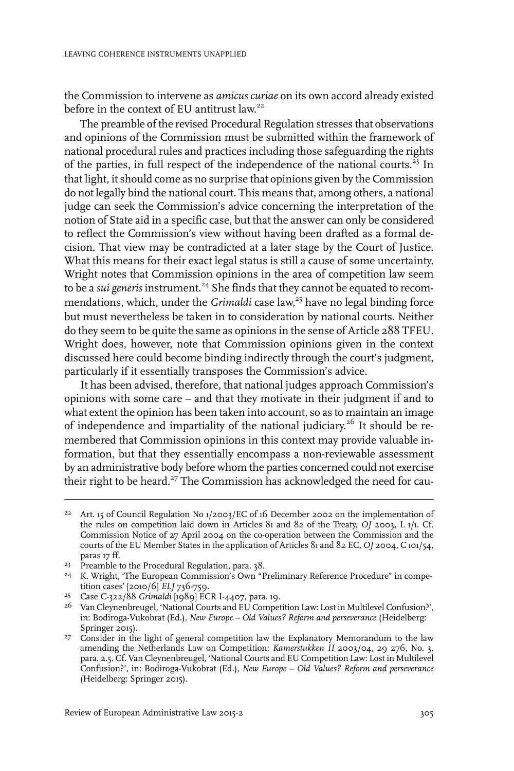the Commission to intervene as *amicus curiae* on its own accord already existed before in the context of EU antitrust law.[22]

The preamble of the revised Procedural Regulation stresses that observations and opinions of the Commission must be submitted within the framework of national procedural rules and practices including those safeguarding the rights of the parties, in full respect of the independence of the national courts.[23] In that light, it should come as no surprise that opinions given by the Commission do not legally bind the national court. This means that, among others, a national judge can seek the Commission's advice concerning the interpretation of the notion of State aid in a specific case, but that the answer can only be considered to reflect the Commission's view without having been drafted as a formal decision. That view may be contradicted at a later stage by the Court of Justice. What this means for their exact legal status is still a cause of some uncertainty. Wright notes that Commission opinions in the area of competition law seem to be a *sui generis* instrument.[24] She finds that they cannot be equated to recommendations, which, under the *Grimaldi* case law,[25] have no legal binding force but must nevertheless be taken in to consideration by national courts. Neither do they seem to be quite the same as opinions in the sense of Article 288 TFEU. Wright does, however, note that Commission opinions given in the context discussed here could become binding indirectly through the court's judgment, particularly if it essentially transposes the Commission's advice.

It has been advised, therefore, that national judges approach Commission's opinions with some care – and that they motivate in their judgment if and to what extent the opinion has been taken into account, so as to maintain an image of independence and impartiality of the national judiciary.[26] It should be remembered that Commission opinions in this context may provide valuable information, but that they essentially encompass a non-reviewable assessment by an administrative body before whom the parties concerned could not exercise their right to be heard.[27] The Commission has acknowledged the need for cau-

---

[22] Art. 15 of Council Regulation No 1/2003/EC of 16 December 2002 on the implementation of the rules on competition laid down in Articles 81 and 82 of the Treaty, *OJ* 2003, L 1/1. Cf. Commission Notice of 27 April 2004 on the co-operation between the Commission and the courts of the EU Member States in the application of Articles 81 and 82 EC, *OJ* 2004, C 101/54, paras 17 ff.

[23] Preamble to the Procedural Regulation, para. 38.

[24] K. Wright, 'The European Commission's Own "Preliminary Reference Procedure" in competition cases' [2010/6] *ELJ* 736-759.

[25] Case C-322/88 *Grimaldi* [1989] ECR I-4407, para. 19.

[26] Van Cleynenbreugel, 'National Courts and EU Competition Law: Lost in Multilevel Confusion?', in: Bodiroga-Vukobrat (Ed.), *New Europe – Old Values? Reform and perseverance* (Heidelberg: Springer 2015).

[27] Consider in the light of general competition law the Explanatory Memorandum to the law amending the Netherlands Law on Competition: *Kamerstukken II* 2003/04, 29 276, No. 3, para. 2.5. Cf. Van Cleynenbreugel, 'National Courts and EU Competition Law: Lost in Multilevel Confusion?', in: Bodiroga-Vukobrat (Ed.), *New Europe – Old Values? Reform and perseverance* (Heidelberg: Springer 2015).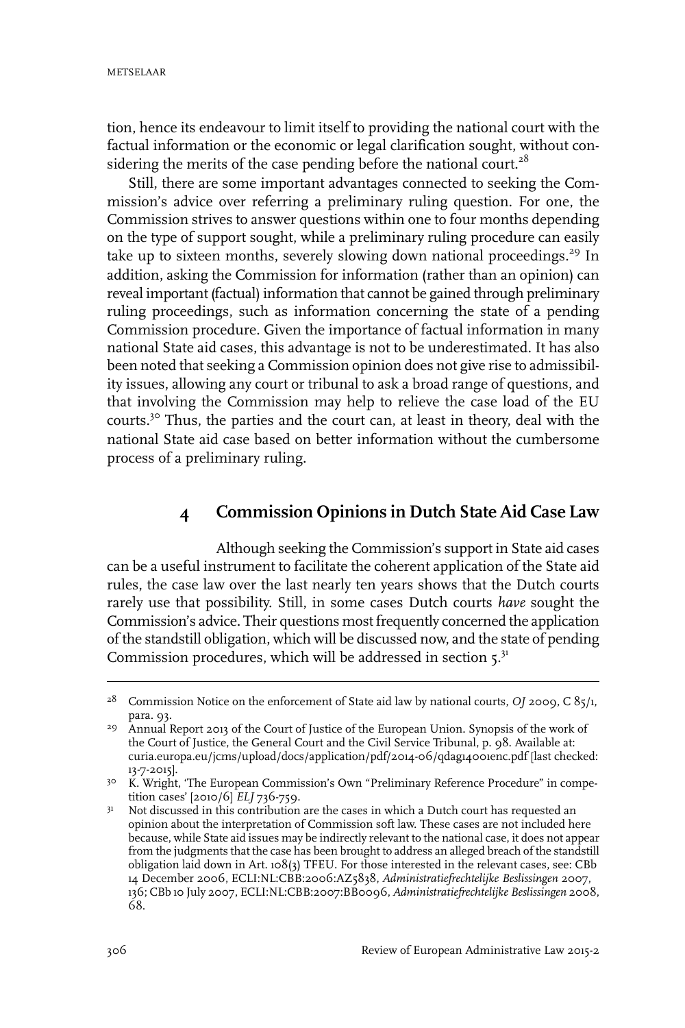tion, hence its endeavour to limit itself to providing the national court with the factual information or the economic or legal clarification sought, without considering the merits of the case pending before the national court.[28]

Still, there are some important advantages connected to seeking the Commission's advice over referring a preliminary ruling question. For one, the Commission strives to answer questions within one to four months depending on the type of support sought, while a preliminary ruling procedure can easily take up to sixteen months, severely slowing down national proceedings.[29] In addition, asking the Commission for information (rather than an opinion) can reveal important (factual) information that cannot be gained through preliminary ruling proceedings, such as information concerning the state of a pending Commission procedure. Given the importance of factual information in many national State aid cases, this advantage is not to be underestimated. It has also been noted that seeking a Commission opinion does not give rise to admissibility issues, allowing any court or tribunal to ask a broad range of questions, and that involving the Commission may help to relieve the case load of the EU courts.[30] Thus, the parties and the court can, at least in theory, deal with the national State aid case based on better information without the cumbersome process of a preliminary ruling.

## 4 Commission Opinions in Dutch State Aid Case Law

Although seeking the Commission's support in State aid cases can be a useful instrument to facilitate the coherent application of the State aid rules, the case law over the last nearly ten years shows that the Dutch courts rarely use that possibility. Still, in some cases Dutch courts *have* sought the Commission's advice. Their questions most frequently concerned the application of the standstill obligation, which will be discussed now, and the state of pending Commission procedures, which will be addressed in section 5.[31]

---

[28] Commission Notice on the enforcement of State aid law by national courts, *OJ* 2009, C 85/1, para. 93.

[29] Annual Report 2013 of the Court of Justice of the European Union. Synopsis of the work of the Court of Justice, the General Court and the Civil Service Tribunal, p. 98. Available at: curia.europa.eu/jcms/upload/docs/application/pdf/2014-06/qdag14001enc.pdf [last checked: 13-7-2015].

[30] K. Wright, 'The European Commission's Own "Preliminary Reference Procedure" in competition cases' [2010/6] *ELJ* 736-759.

[31] Not discussed in this contribution are the cases in which a Dutch court has requested an opinion about the interpretation of Commission soft law. These cases are not included here because, while State aid issues may be indirectly relevant to the national case, it does not appear from the judgments that the case has been brought to address an alleged breach of the standstill obligation laid down in Art. 108(3) TFEU. For those interested in the relevant cases, see: CBb 14 December 2006, ECLI:NL:CBB:2006:AZ5838, *Administratiefrechtelijke Beslissingen* 2007, 136; CBb 10 July 2007, ECLI:NL:CBB:2007:BB0096, *Administratiefrechtelijke Beslissingen* 2008, 68.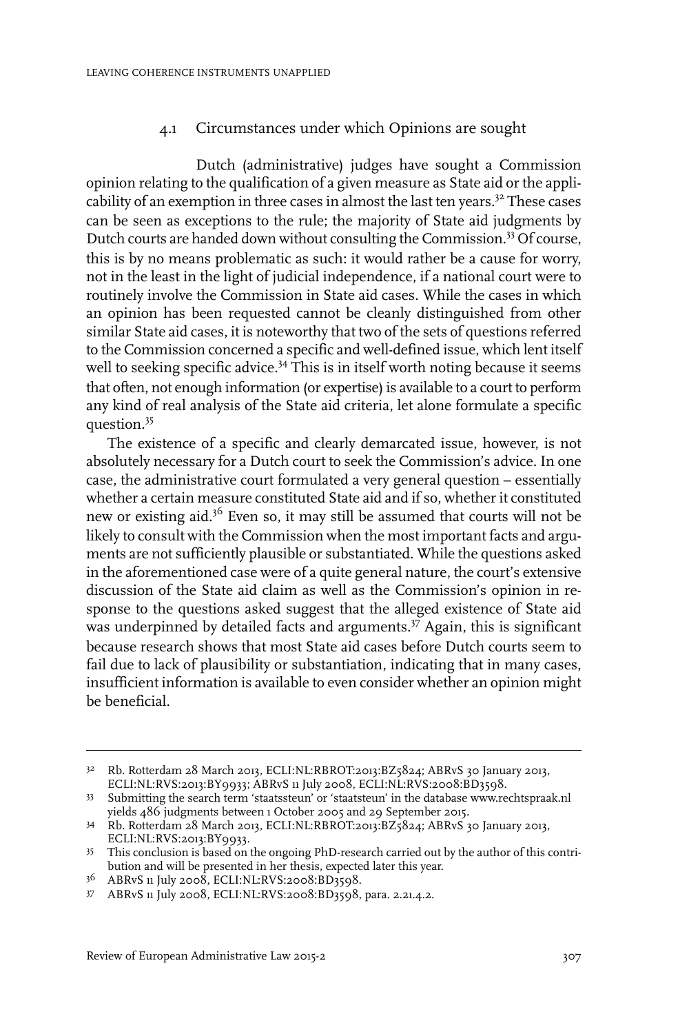### 4.1 Circumstances under which Opinions are sought

Dutch (administrative) judges have sought a Commission opinion relating to the qualification of a given measure as State aid or the applicability of an exemption in three cases in almost the last ten years.[32] These cases can be seen as exceptions to the rule; the majority of State aid judgments by Dutch courts are handed down without consulting the Commission.[33] Of course, this is by no means problematic as such: it would rather be a cause for worry, not in the least in the light of judicial independence, if a national court were to routinely involve the Commission in State aid cases. While the cases in which an opinion has been requested cannot be cleanly distinguished from other similar State aid cases, it is noteworthy that two of the sets of questions referred to the Commission concerned a specific and well-defined issue, which lent itself well to seeking specific advice.[34] This is in itself worth noting because it seems that often, not enough information (or expertise) is available to a court to perform any kind of real analysis of the State aid criteria, let alone formulate a specific question.[35]

The existence of a specific and clearly demarcated issue, however, is not absolutely necessary for a Dutch court to seek the Commission's advice. In one case, the administrative court formulated a very general question – essentially whether a certain measure constituted State aid and if so, whether it constituted new or existing aid.[36] Even so, it may still be assumed that courts will not be likely to consult with the Commission when the most important facts and arguments are not sufficiently plausible or substantiated. While the questions asked in the aforementioned case were of a quite general nature, the court's extensive discussion of the State aid claim as well as the Commission's opinion in response to the questions asked suggest that the alleged existence of State aid was underpinned by detailed facts and arguments.[37] Again, this is significant because research shows that most State aid cases before Dutch courts seem to fail due to lack of plausibility or substantiation, indicating that in many cases, insufficient information is available to even consider whether an opinion might be beneficial.

---

32 Rb. Rotterdam 28 March 2013, ECLI:NL:RBROT:2013:BZ5824; ABRvS 30 January 2013, ECLI:NL:RVS:2013:BY9933; ABRvS 11 July 2008, ECLI:NL:RVS:2008:BD3598.

33 Submitting the search term 'staatssteun' or 'staatsteun' in the database www.rechtspraak.nl yields 486 judgments between 1 October 2005 and 29 September 2015.

34 Rb. Rotterdam 28 March 2013, ECLI:NL:RBROT:2013:BZ5824; ABRvS 30 January 2013, ECLI:NL:RVS:2013:BY9933.

35 This conclusion is based on the ongoing PhD-research carried out by the author of this contribution and will be presented in her thesis, expected later this year.

36 ABRvS 11 July 2008, ECLI:NL:RVS:2008:BD3598.

37 ABRvS 11 July 2008, ECLI:NL:RVS:2008:BD3598, para. 2.21.4.2.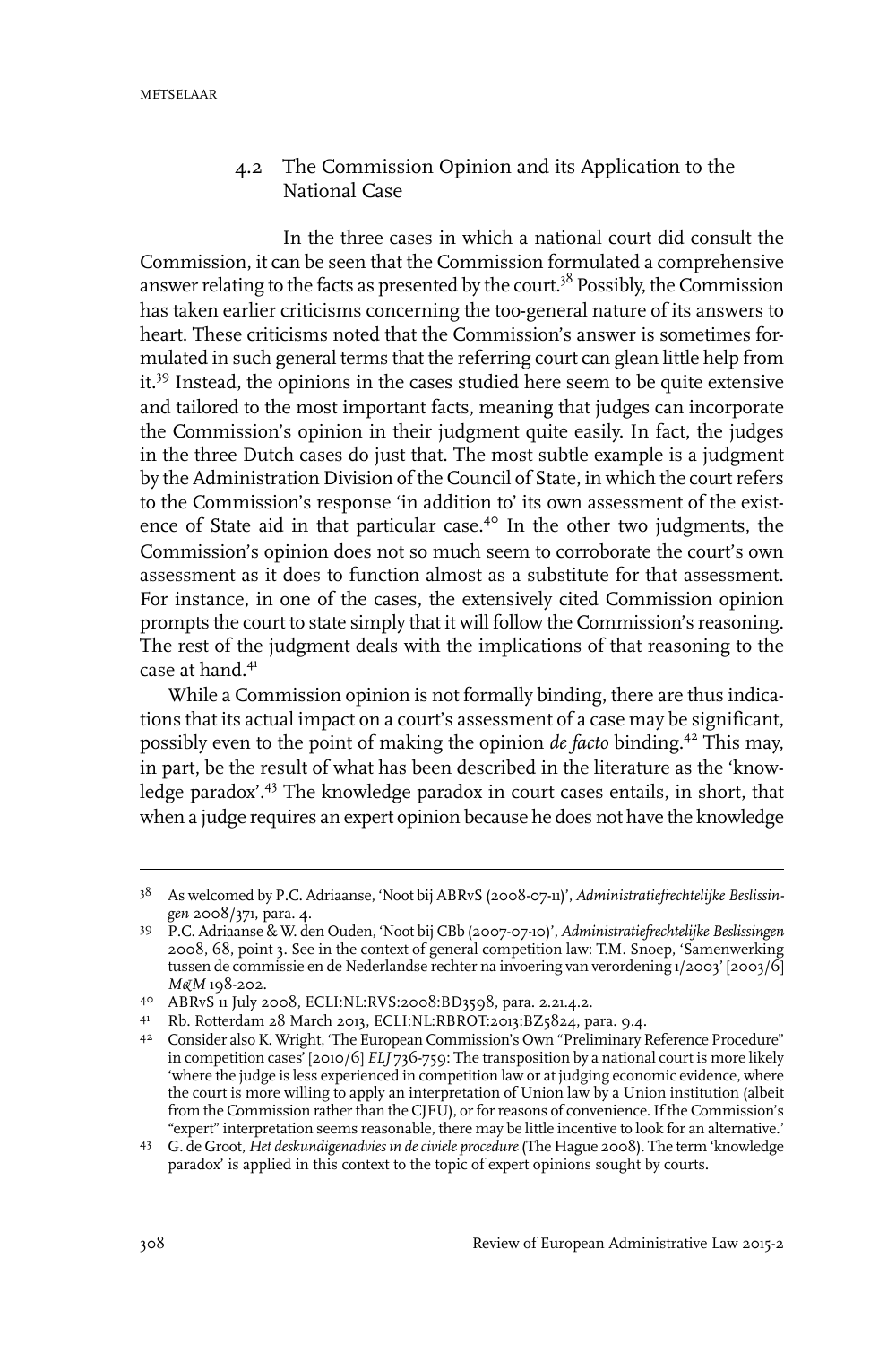### 4.2 The Commission Opinion and its Application to the National Case

In the three cases in which a national court did consult the Commission, it can be seen that the Commission formulated a comprehensive answer relating to the facts as presented by the court.[38] Possibly, the Commission has taken earlier criticisms concerning the too-general nature of its answers to heart. These criticisms noted that the Commission's answer is sometimes formulated in such general terms that the referring court can glean little help from it.[39] Instead, the opinions in the cases studied here seem to be quite extensive and tailored to the most important facts, meaning that judges can incorporate the Commission's opinion in their judgment quite easily. In fact, the judges in the three Dutch cases do just that. The most subtle example is a judgment by the Administration Division of the Council of State, in which the court refers to the Commission's response 'in addition to' its own assessment of the existence of State aid in that particular case.[40] In the other two judgments, the Commission's opinion does not so much seem to corroborate the court's own assessment as it does to function almost as a substitute for that assessment. For instance, in one of the cases, the extensively cited Commission opinion prompts the court to state simply that it will follow the Commission's reasoning. The rest of the judgment deals with the implications of that reasoning to the case at hand.[41]

While a Commission opinion is not formally binding, there are thus indications that its actual impact on a court's assessment of a case may be significant, possibly even to the point of making the opinion *de facto* binding.[42] This may, in part, be the result of what has been described in the literature as the 'knowledge paradox'.[43] The knowledge paradox in court cases entails, in short, that when a judge requires an expert opinion because he does not have the knowledge

---

38 As welcomed by P.C. Adriaanse, 'Noot bij ABRvS (2008-07-11)', *Administratiefrechtelijke Beslissingen* 2008/371, para. 4.

39 P.C. Adriaanse & W. den Ouden, 'Noot bij CBb (2007-07-10)', *Administratiefrechtelijke Beslissingen* 2008, 68, point 3. See in the context of general competition law: T.M. Snoep, 'Samenwerking tussen de commissie en de Nederlandse rechter na invoering van verordening 1/2003' [2003/6] *M&M* 198-202.

40 ABRvS 11 July 2008, ECLI:NL:RVS:2008:BD3598, para. 2.21.4.2.

41 Rb. Rotterdam 28 March 2013, ECLI:NL:RBROT:2013:BZ5824, para. 9.4.

42 Consider also K. Wright, 'The European Commission's Own "Preliminary Reference Procedure" in competition cases' [2010/6] *ELJ* 736-759: The transposition by a national court is more likely 'where the judge is less experienced in competition law or at judging economic evidence, where the court is more willing to apply an interpretation of Union law by a Union institution (albeit from the Commission rather than the CJEU), or for reasons of convenience. If the Commission's "expert" interpretation seems reasonable, there may be little incentive to look for an alternative.'

43 G. de Groot, *Het deskundigenadvies in de civiele procedure* (The Hague 2008). The term 'knowledge paradox' is applied in this context to the topic of expert opinions sought by courts.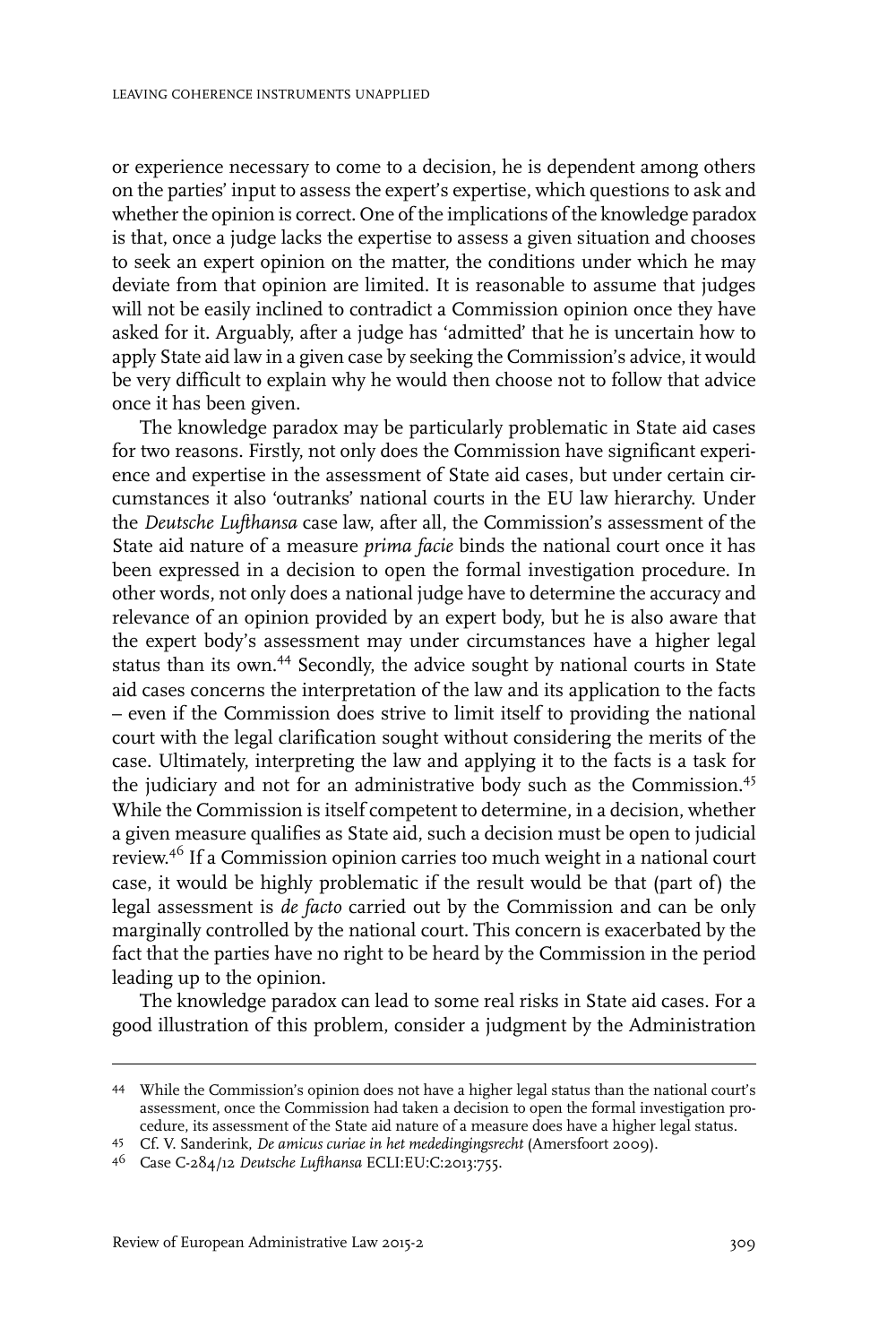or experience necessary to come to a decision, he is dependent among others on the parties' input to assess the expert's expertise, which questions to ask and whether the opinion is correct. One of the implications of the knowledge paradox is that, once a judge lacks the expertise to assess a given situation and chooses to seek an expert opinion on the matter, the conditions under which he may deviate from that opinion are limited. It is reasonable to assume that judges will not be easily inclined to contradict a Commission opinion once they have asked for it. Arguably, after a judge has 'admitted' that he is uncertain how to apply State aid law in a given case by seeking the Commission's advice, it would be very difficult to explain why he would then choose not to follow that advice once it has been given.

The knowledge paradox may be particularly problematic in State aid cases for two reasons. Firstly, not only does the Commission have significant experience and expertise in the assessment of State aid cases, but under certain circumstances it also 'outranks' national courts in the EU law hierarchy. Under the *Deutsche Lufthansa* case law, after all, the Commission's assessment of the State aid nature of a measure *prima facie* binds the national court once it has been expressed in a decision to open the formal investigation procedure. In other words, not only does a national judge have to determine the accuracy and relevance of an opinion provided by an expert body, but he is also aware that the expert body's assessment may under circumstances have a higher legal status than its own.[44] Secondly, the advice sought by national courts in State aid cases concerns the interpretation of the law and its application to the facts – even if the Commission does strive to limit itself to providing the national court with the legal clarification sought without considering the merits of the case. Ultimately, interpreting the law and applying it to the facts is a task for the judiciary and not for an administrative body such as the Commission.[45] While the Commission is itself competent to determine, in a decision, whether a given measure qualifies as State aid, such a decision must be open to judicial review.[46] If a Commission opinion carries too much weight in a national court case, it would be highly problematic if the result would be that (part of) the legal assessment is *de facto* carried out by the Commission and can be only marginally controlled by the national court. This concern is exacerbated by the fact that the parties have no right to be heard by the Commission in the period leading up to the opinion.

The knowledge paradox can lead to some real risks in State aid cases. For a good illustration of this problem, consider a judgment by the Administration

---

44 While the Commission's opinion does not have a higher legal status than the national court's assessment, once the Commission had taken a decision to open the formal investigation procedure, its assessment of the State aid nature of a measure does have a higher legal status.

45 Cf. V. Sanderink, *De amicus curiae in het mededingingsrecht* (Amersfoort 2009).

46 Case C-284/12 *Deutsche Lufthansa* ECLI:EU:C:2013:755.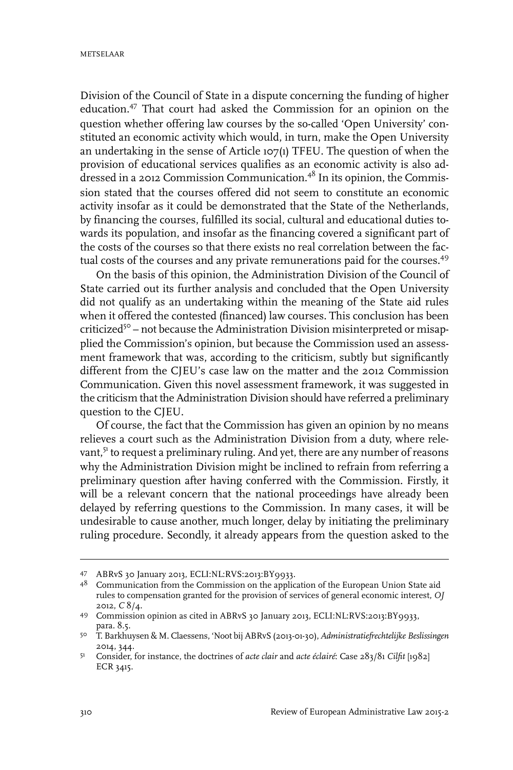Division of the Council of State in a dispute concerning the funding of higher education.[47] That court had asked the Commission for an opinion on the question whether offering law courses by the so-called 'Open University' constituted an economic activity which would, in turn, make the Open University an undertaking in the sense of Article 107(1) TFEU. The question of when the provision of educational services qualifies as an economic activity is also addressed in a 2012 Commission Communication.[48] In its opinion, the Commission stated that the courses offered did not seem to constitute an economic activity insofar as it could be demonstrated that the State of the Netherlands, by financing the courses, fulfilled its social, cultural and educational duties towards its population, and insofar as the financing covered a significant part of the costs of the courses so that there exists no real correlation between the factual costs of the courses and any private remunerations paid for the courses.[49]

On the basis of this opinion, the Administration Division of the Council of State carried out its further analysis and concluded that the Open University did not qualify as an undertaking within the meaning of the State aid rules when it offered the contested (financed) law courses. This conclusion has been criticized[50] – not because the Administration Division misinterpreted or misapplied the Commission's opinion, but because the Commission used an assessment framework that was, according to the criticism, subtly but significantly different from the CJEU's case law on the matter and the 2012 Commission Communication. Given this novel assessment framework, it was suggested in the criticism that the Administration Division should have referred a preliminary question to the CJEU.

Of course, the fact that the Commission has given an opinion by no means relieves a court such as the Administration Division from a duty, where relevant,[51] to request a preliminary ruling. And yet, there are any number of reasons why the Administration Division might be inclined to refrain from referring a preliminary question after having conferred with the Commission. Firstly, it will be a relevant concern that the national proceedings have already been delayed by referring questions to the Commission. In many cases, it will be undesirable to cause another, much longer, delay by initiating the preliminary ruling procedure. Secondly, it already appears from the question asked to the

---

47 ABRvS 30 January 2013, ECLI:NL:RVS:2013:BY9933.

48 Communication from the Commission on the application of the European Union State aid rules to compensation granted for the provision of services of general economic interest, *OJ* 2012, *C* 8/4.

49 Commission opinion as cited in ABRvS 30 January 2013, ECLI:NL:RVS:2013:BY9933, para. 8.5.

50 T. Barkhuysen & M. Claessens, 'Noot bij ABRvS (2013-01-30), *Administratiefrechtelijke Beslissingen* 2014, 344.

51 Consider, for instance, the doctrines of *acte clair* and *acte éclairé*: Case 283/81 *Cilfit* [1982] ECR 3415.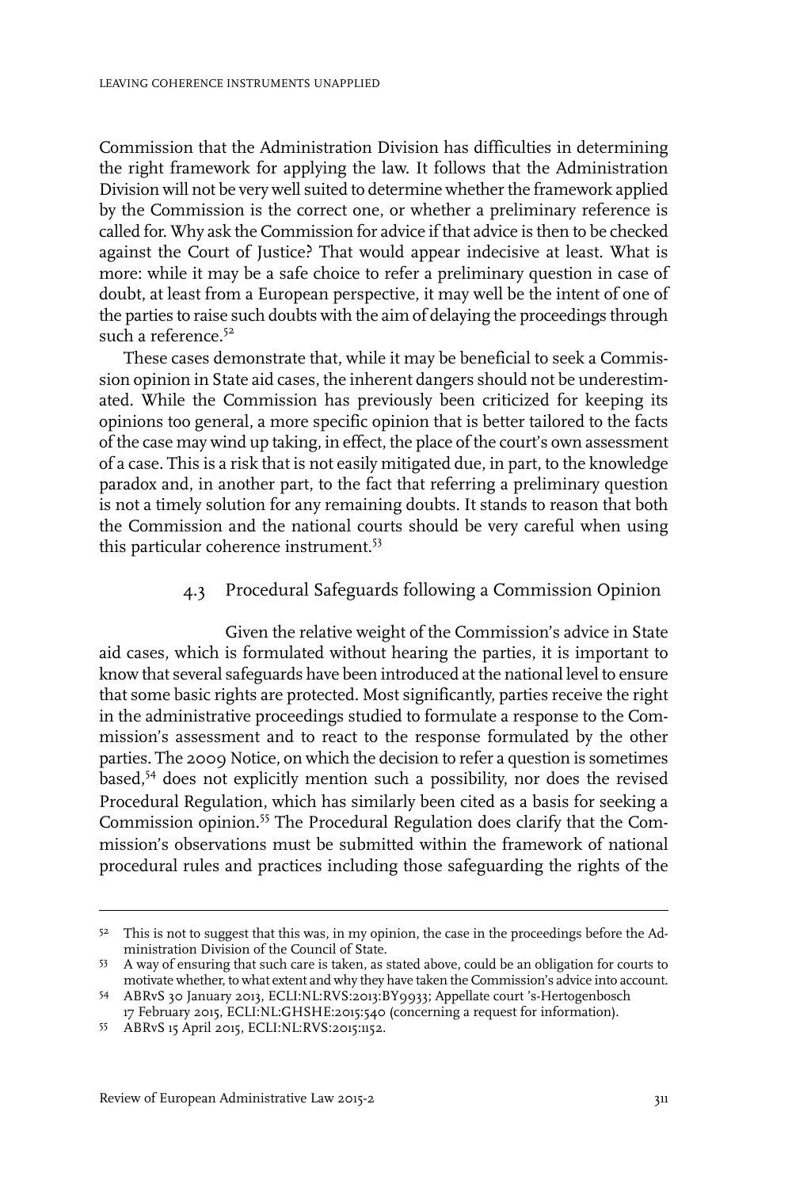Commission that the Administration Division has difficulties in determining the right framework for applying the law. It follows that the Administration Division will not be very well suited to determine whether the framework applied by the Commission is the correct one, or whether a preliminary reference is called for. Why ask the Commission for advice if that advice is then to be checked against the Court of Justice? That would appear indecisive at least. What is more: while it may be a safe choice to refer a preliminary question in case of doubt, at least from a European perspective, it may well be the intent of one of the parties to raise such doubts with the aim of delaying the proceedings through such a reference.[52]

These cases demonstrate that, while it may be beneficial to seek a Commission opinion in State aid cases, the inherent dangers should not be underestimated. While the Commission has previously been criticized for keeping its opinions too general, a more specific opinion that is better tailored to the facts of the case may wind up taking, in effect, the place of the court's own assessment of a case. This is a risk that is not easily mitigated due, in part, to the knowledge paradox and, in another part, to the fact that referring a preliminary question is not a timely solution for any remaining doubts. It stands to reason that both the Commission and the national courts should be very careful when using this particular coherence instrument.[53]

### 4.3 Procedural Safeguards following a Commission Opinion

Given the relative weight of the Commission's advice in State aid cases, which is formulated without hearing the parties, it is important to know that several safeguards have been introduced at the national level to ensure that some basic rights are protected. Most significantly, parties receive the right in the administrative proceedings studied to formulate a response to the Commission's assessment and to react to the response formulated by the other parties. The 2009 Notice, on which the decision to refer a question is sometimes based,[54] does not explicitly mention such a possibility, nor does the revised Procedural Regulation, which has similarly been cited as a basis for seeking a Commission opinion.[55] The Procedural Regulation does clarify that the Commission's observations must be submitted within the framework of national procedural rules and practices including those safeguarding the rights of the

---

[52] This is not to suggest that this was, in my opinion, the case in the proceedings before the Administration Division of the Council of State.

[53] A way of ensuring that such care is taken, as stated above, could be an obligation for courts to motivate whether, to what extent and why they have taken the Commission's advice into account.

[54] ABRvS 30 January 2013, ECLI:NL:RVS:2013:BY9933; Appellate court 's-Hertogenbosch 17 February 2015, ECLI:NL:GHSHE:2015:540 (concerning a request for information).

[55] ABRvS 15 April 2015, ECLI:NL:RVS:2015:1152.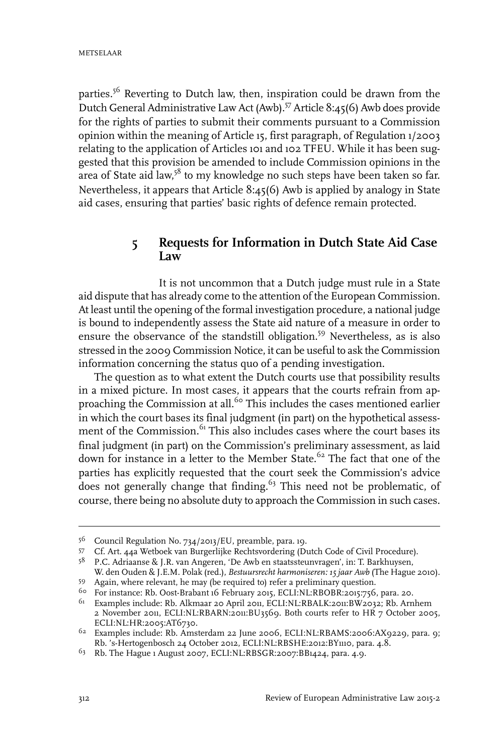parties.[56] Reverting to Dutch law, then, inspiration could be drawn from the Dutch General Administrative Law Act (Awb).[57] Article 8:45(6) Awb does provide for the rights of parties to submit their comments pursuant to a Commission opinion within the meaning of Article 15, first paragraph, of Regulation 1/2003 relating to the application of Articles 101 and 102 TFEU. While it has been suggested that this provision be amended to include Commission opinions in the area of State aid law,[58] to my knowledge no such steps have been taken so far. Nevertheless, it appears that Article 8:45(6) Awb is applied by analogy in State aid cases, ensuring that parties' basic rights of defence remain protected.

## 5 Requests for Information in Dutch State Aid Case Law

It is not uncommon that a Dutch judge must rule in a State aid dispute that has already come to the attention of the European Commission. At least until the opening of the formal investigation procedure, a national judge is bound to independently assess the State aid nature of a measure in order to ensure the observance of the standstill obligation.[59] Nevertheless, as is also stressed in the 2009 Commission Notice, it can be useful to ask the Commission information concerning the status quo of a pending investigation.

The question as to what extent the Dutch courts use that possibility results in a mixed picture. In most cases, it appears that the courts refrain from approaching the Commission at all.[60] This includes the cases mentioned earlier in which the court bases its final judgment (in part) on the hypothetical assessment of the Commission.[61] This also includes cases where the court bases its final judgment (in part) on the Commission's preliminary assessment, as laid down for instance in a letter to the Member State.[62] The fact that one of the parties has explicitly requested that the court seek the Commission's advice does not generally change that finding.[63] This need not be problematic, of course, there being no absolute duty to approach the Commission in such cases.

---

56 Council Regulation No. 734/2013/EU, preamble, para. 19.

57 Cf. Art. 44a Wetboek van Burgerlijke Rechtsvordering (Dutch Code of Civil Procedure).

58 P.C. Adriaanse & J.R. van Angeren, 'De Awb en staatssteunvragen', in: T. Barkhuysen, W. den Ouden & J.E.M. Polak (red.), *Bestuursrecht harmoniseren: 15 jaar Awb* (The Hague 2010).

59 Again, where relevant, he may (be required to) refer a preliminary question.

60 For instance: Rb. Oost-Brabant 16 February 2015, ECLI:NL:RBOBR:2015:756, para. 20.

61 Examples include: Rb. Alkmaar 20 April 2011, ECLI:NL:RBALK:2011:BW2032; Rb. Arnhem 2 November 2011, ECLI:NL:RBARN:2011:BU3569. Both courts refer to HR 7 October 2005, ECLI:NL:HR:2005:AT6730.

62 Examples include: Rb. Amsterdam 22 June 2006, ECLI:NL:RBAMS:2006:AX9229, para. 9; Rb. 's-Hertogenbosch 24 October 2012, ECLI:NL:RBSHE:2012:BY1110, para. 4.8.

63 Rb. The Hague 1 August 2007, ECLI:NL:RBSGR:2007:BB1424, para. 4.9.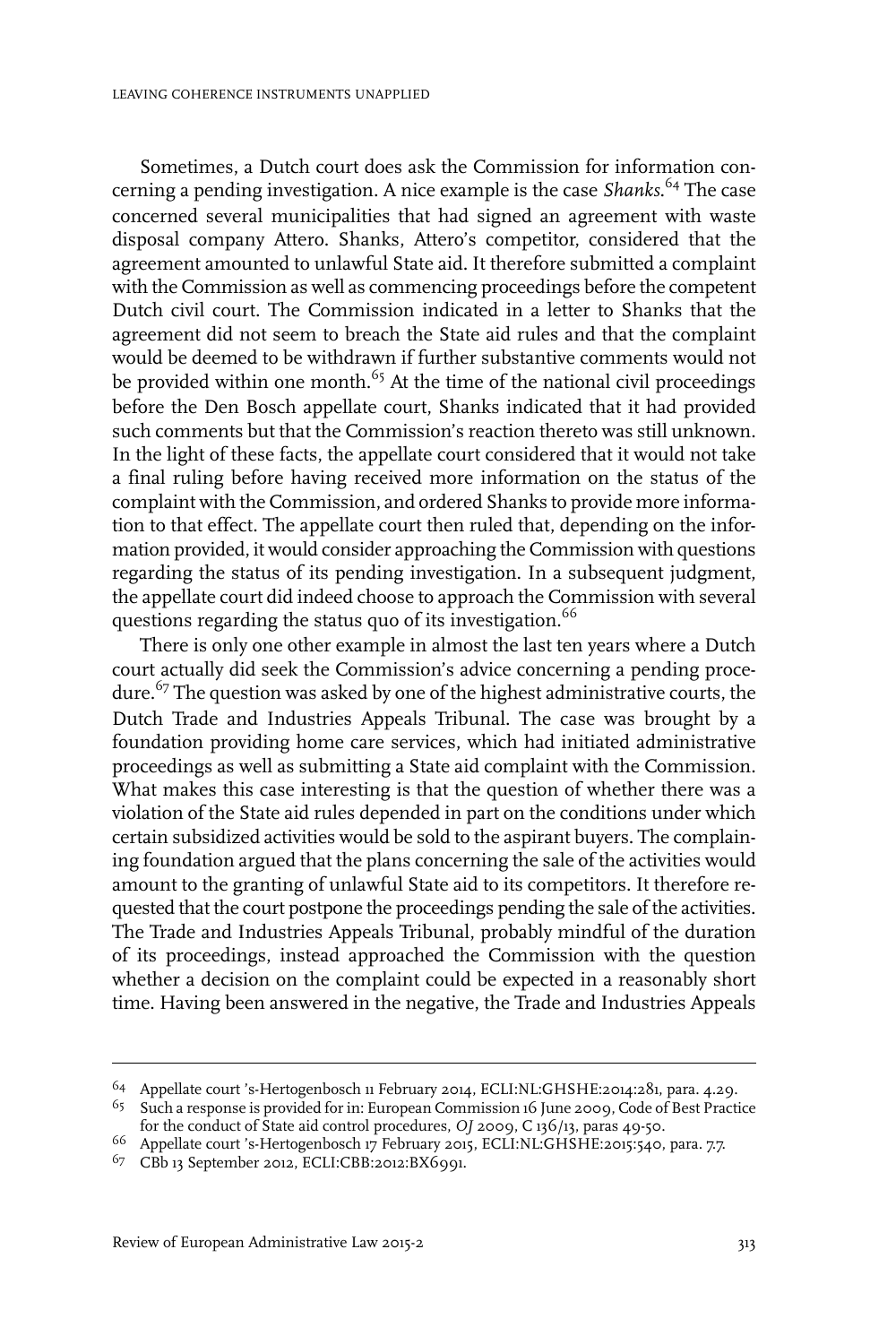Sometimes, a Dutch court does ask the Commission for information concerning a pending investigation. A nice example is the case *Shanks*.[64] The case concerned several municipalities that had signed an agreement with waste disposal company Attero. Shanks, Attero's competitor, considered that the agreement amounted to unlawful State aid. It therefore submitted a complaint with the Commission as well as commencing proceedings before the competent Dutch civil court. The Commission indicated in a letter to Shanks that the agreement did not seem to breach the State aid rules and that the complaint would be deemed to be withdrawn if further substantive comments would not be provided within one month.[65] At the time of the national civil proceedings before the Den Bosch appellate court, Shanks indicated that it had provided such comments but that the Commission's reaction thereto was still unknown. In the light of these facts, the appellate court considered that it would not take a final ruling before having received more information on the status of the complaint with the Commission, and ordered Shanks to provide more information to that effect. The appellate court then ruled that, depending on the information provided, it would consider approaching the Commission with questions regarding the status of its pending investigation. In a subsequent judgment, the appellate court did indeed choose to approach the Commission with several questions regarding the status quo of its investigation.[66]

There is only one other example in almost the last ten years where a Dutch court actually did seek the Commission's advice concerning a pending procedure.[67] The question was asked by one of the highest administrative courts, the Dutch Trade and Industries Appeals Tribunal. The case was brought by a foundation providing home care services, which had initiated administrative proceedings as well as submitting a State aid complaint with the Commission. What makes this case interesting is that the question of whether there was a violation of the State aid rules depended in part on the conditions under which certain subsidized activities would be sold to the aspirant buyers. The complaining foundation argued that the plans concerning the sale of the activities would amount to the granting of unlawful State aid to its competitors. It therefore requested that the court postpone the proceedings pending the sale of the activities. The Trade and Industries Appeals Tribunal, probably mindful of the duration of its proceedings, instead approached the Commission with the question whether a decision on the complaint could be expected in a reasonably short time. Having been answered in the negative, the Trade and Industries Appeals

---

64 Appellate court 's-Hertogenbosch 11 February 2014, ECLI:NL:GHSHE:2014:281, para. 4.29.

65 Such a response is provided for in: European Commission 16 June 2009, Code of Best Practice for the conduct of State aid control procedures, *OJ* 2009, C 136/13, paras 49-50.

66 Appellate court 's-Hertogenbosch 17 February 2015, ECLI:NL:GHSHE:2015:540, para. 7.7.

67 CBb 13 September 2012, ECLI:CBB:2012:BX6991.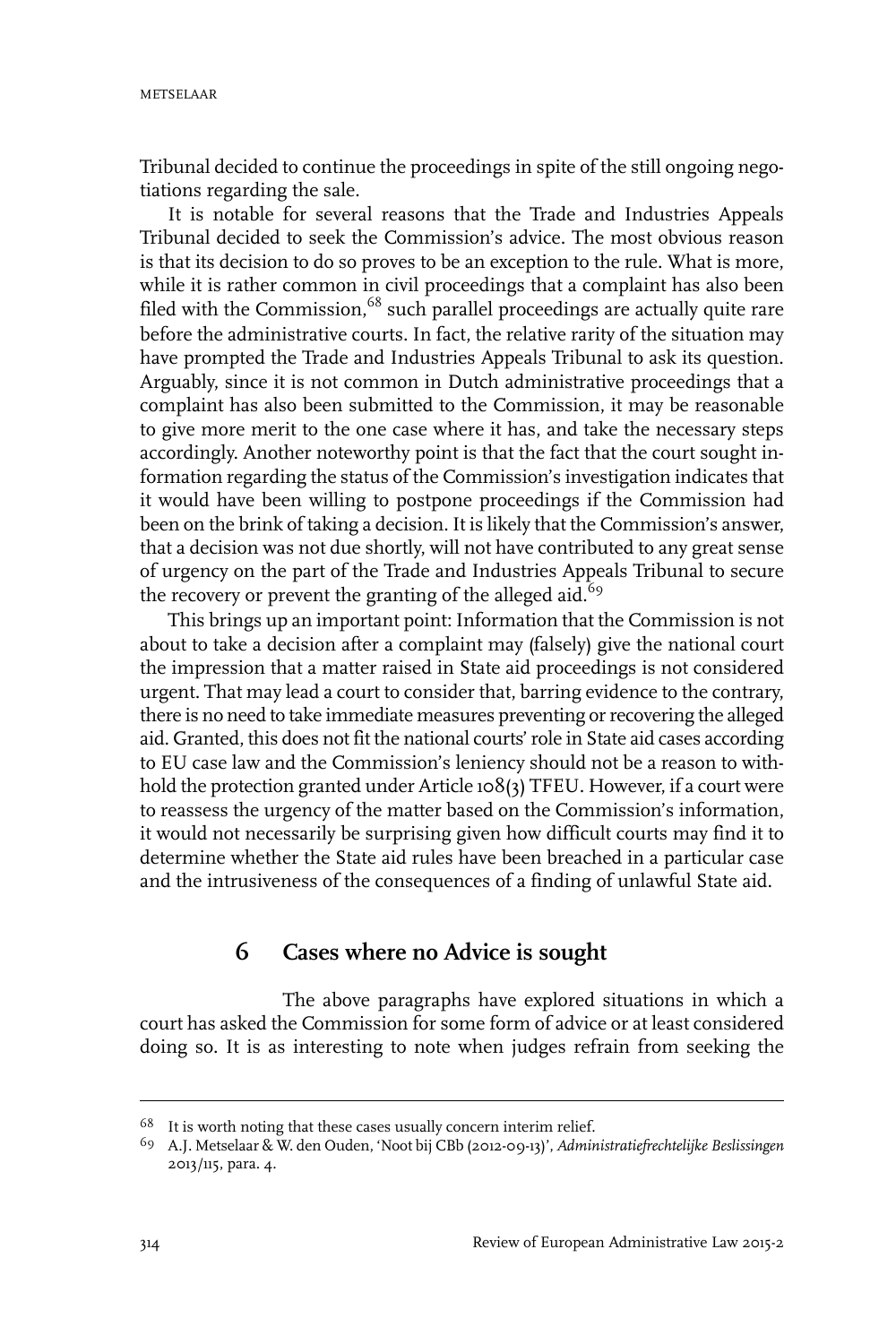Tribunal decided to continue the proceedings in spite of the still ongoing negotiations regarding the sale.

It is notable for several reasons that the Trade and Industries Appeals Tribunal decided to seek the Commission's advice. The most obvious reason is that its decision to do so proves to be an exception to the rule. What is more, while it is rather common in civil proceedings that a complaint has also been filed with the Commission,[68] such parallel proceedings are actually quite rare before the administrative courts. In fact, the relative rarity of the situation may have prompted the Trade and Industries Appeals Tribunal to ask its question. Arguably, since it is not common in Dutch administrative proceedings that a complaint has also been submitted to the Commission, it may be reasonable to give more merit to the one case where it has, and take the necessary steps accordingly. Another noteworthy point is that the fact that the court sought information regarding the status of the Commission's investigation indicates that it would have been willing to postpone proceedings if the Commission had been on the brink of taking a decision. It is likely that the Commission's answer, that a decision was not due shortly, will not have contributed to any great sense of urgency on the part of the Trade and Industries Appeals Tribunal to secure the recovery or prevent the granting of the alleged aid.[69]

This brings up an important point: Information that the Commission is not about to take a decision after a complaint may (falsely) give the national court the impression that a matter raised in State aid proceedings is not considered urgent. That may lead a court to consider that, barring evidence to the contrary, there is no need to take immediate measures preventing or recovering the alleged aid. Granted, this does not fit the national courts' role in State aid cases according to EU case law and the Commission's leniency should not be a reason to withhold the protection granted under Article 108(3) TFEU. However, if a court were to reassess the urgency of the matter based on the Commission's information, it would not necessarily be surprising given how difficult courts may find it to determine whether the State aid rules have been breached in a particular case and the intrusiveness of the consequences of a finding of unlawful State aid.

## 6 Cases where no Advice is sought

The above paragraphs have explored situations in which a court has asked the Commission for some form of advice or at least considered doing so. It is as interesting to note when judges refrain from seeking the

---

68 It is worth noting that these cases usually concern interim relief.

69 A.J. Metselaar & W. den Ouden, 'Noot bij CBb (2012-09-13)', *Administratiefrechtelijke Beslissingen* 2013/115, para. 4.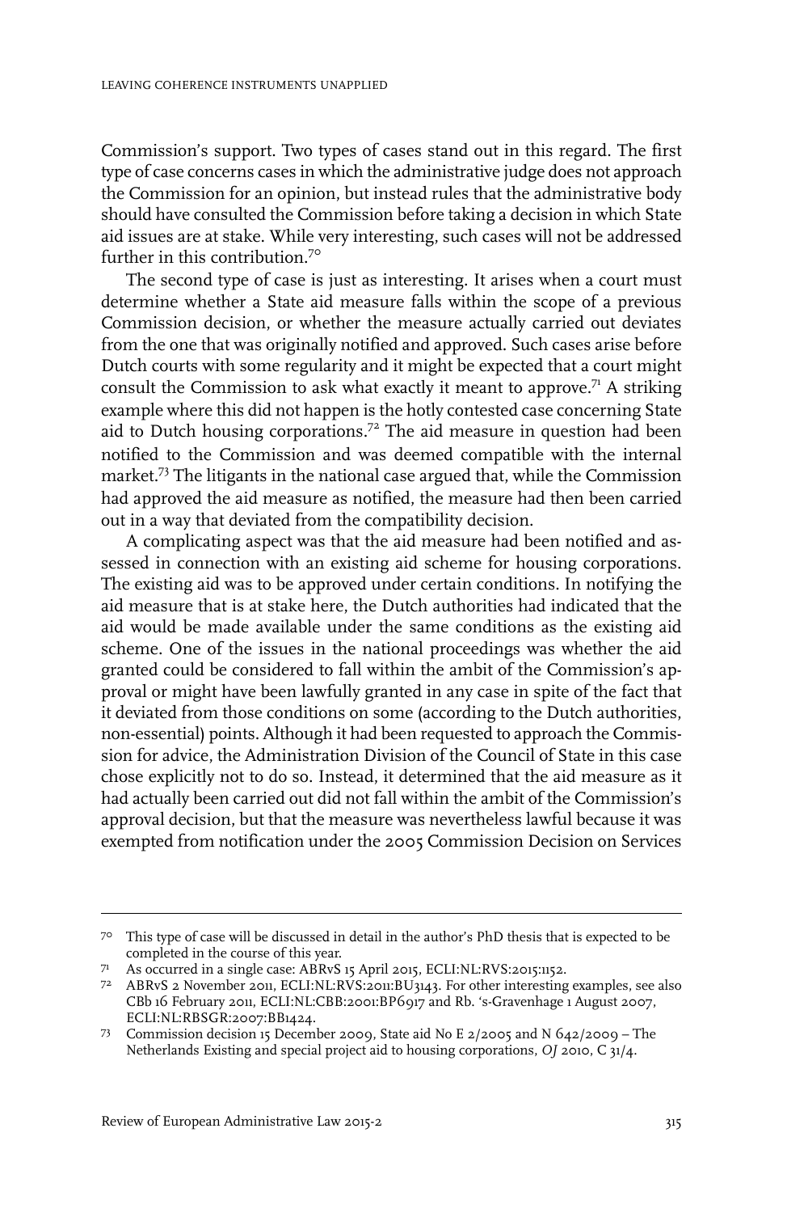Commission's support. Two types of cases stand out in this regard. The first type of case concerns cases in which the administrative judge does not approach the Commission for an opinion, but instead rules that the administrative body should have consulted the Commission before taking a decision in which State aid issues are at stake. While very interesting, such cases will not be addressed further in this contribution.[70]

The second type of case is just as interesting. It arises when a court must determine whether a State aid measure falls within the scope of a previous Commission decision, or whether the measure actually carried out deviates from the one that was originally notified and approved. Such cases arise before Dutch courts with some regularity and it might be expected that a court might consult the Commission to ask what exactly it meant to approve.[71] A striking example where this did not happen is the hotly contested case concerning State aid to Dutch housing corporations.[72] The aid measure in question had been notified to the Commission and was deemed compatible with the internal market.[73] The litigants in the national case argued that, while the Commission had approved the aid measure as notified, the measure had then been carried out in a way that deviated from the compatibility decision.

A complicating aspect was that the aid measure had been notified and assessed in connection with an existing aid scheme for housing corporations. The existing aid was to be approved under certain conditions. In notifying the aid measure that is at stake here, the Dutch authorities had indicated that the aid would be made available under the same conditions as the existing aid scheme. One of the issues in the national proceedings was whether the aid granted could be considered to fall within the ambit of the Commission's approval or might have been lawfully granted in any case in spite of the fact that it deviated from those conditions on some (according to the Dutch authorities, non-essential) points. Although it had been requested to approach the Commission for advice, the Administration Division of the Council of State in this case chose explicitly not to do so. Instead, it determined that the aid measure as it had actually been carried out did not fall within the ambit of the Commission's approval decision, but that the measure was nevertheless lawful because it was exempted from notification under the 2005 Commission Decision on Services

---

[70] This type of case will be discussed in detail in the author's PhD thesis that is expected to be completed in the course of this year.

[71] As occurred in a single case: ABRvS 15 April 2015, ECLI:NL:RVS:2015:1152.

[72] ABRvS 2 November 2011, ECLI:NL:RVS:2011:BU3143. For other interesting examples, see also CBb 16 February 2011, ECLI:NL:CBB:2001:BP6917 and Rb. 's-Gravenhage 1 August 2007, ECLI:NL:RBSGR:2007:BB1424.

[73] Commission decision 15 December 2009, State aid No E 2/2005 and N 642/2009 – The Netherlands Existing and special project aid to housing corporations, *OJ* 2010, C 31/4.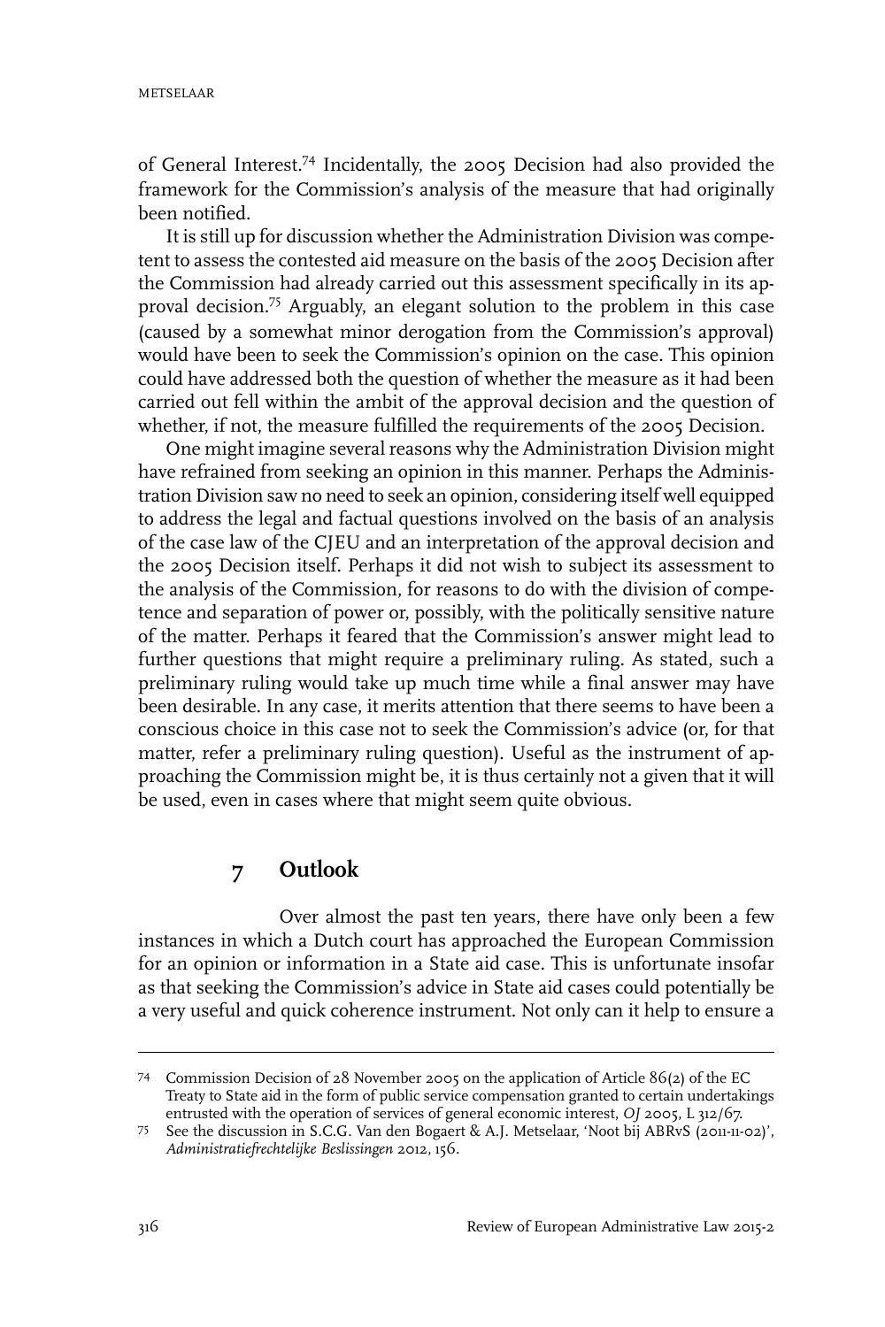of General Interest.[74] Incidentally, the 2005 Decision had also provided the framework for the Commission's analysis of the measure that had originally been notified.

It is still up for discussion whether the Administration Division was competent to assess the contested aid measure on the basis of the 2005 Decision after the Commission had already carried out this assessment specifically in its approval decision.[75] Arguably, an elegant solution to the problem in this case (caused by a somewhat minor derogation from the Commission's approval) would have been to seek the Commission's opinion on the case. This opinion could have addressed both the question of whether the measure as it had been carried out fell within the ambit of the approval decision and the question of whether, if not, the measure fulfilled the requirements of the 2005 Decision.

One might imagine several reasons why the Administration Division might have refrained from seeking an opinion in this manner. Perhaps the Administration Division saw no need to seek an opinion, considering itself well equipped to address the legal and factual questions involved on the basis of an analysis of the case law of the CJEU and an interpretation of the approval decision and the 2005 Decision itself. Perhaps it did not wish to subject its assessment to the analysis of the Commission, for reasons to do with the division of competence and separation of power or, possibly, with the politically sensitive nature of the matter. Perhaps it feared that the Commission's answer might lead to further questions that might require a preliminary ruling. As stated, such a preliminary ruling would take up much time while a final answer may have been desirable. In any case, it merits attention that there seems to have been a conscious choice in this case not to seek the Commission's advice (or, for that matter, refer a preliminary ruling question). Useful as the instrument of approaching the Commission might be, it is thus certainly not a given that it will be used, even in cases where that might seem quite obvious.

## 7 Outlook

Over almost the past ten years, there have only been a few instances in which a Dutch court has approached the European Commission for an opinion or information in a State aid case. This is unfortunate insofar as that seeking the Commission's advice in State aid cases could potentially be a very useful and quick coherence instrument. Not only can it help to ensure a

---

74 Commission Decision of 28 November 2005 on the application of Article 86(2) of the EC Treaty to State aid in the form of public service compensation granted to certain undertakings entrusted with the operation of services of general economic interest, *OJ* 2005, L 312/67.

75 See the discussion in S.C.G. Van den Bogaert & A.J. Metselaar, 'Noot bij ABRvS (2011-11-02)', *Administratiefrechtelijke Beslissingen* 2012, 156.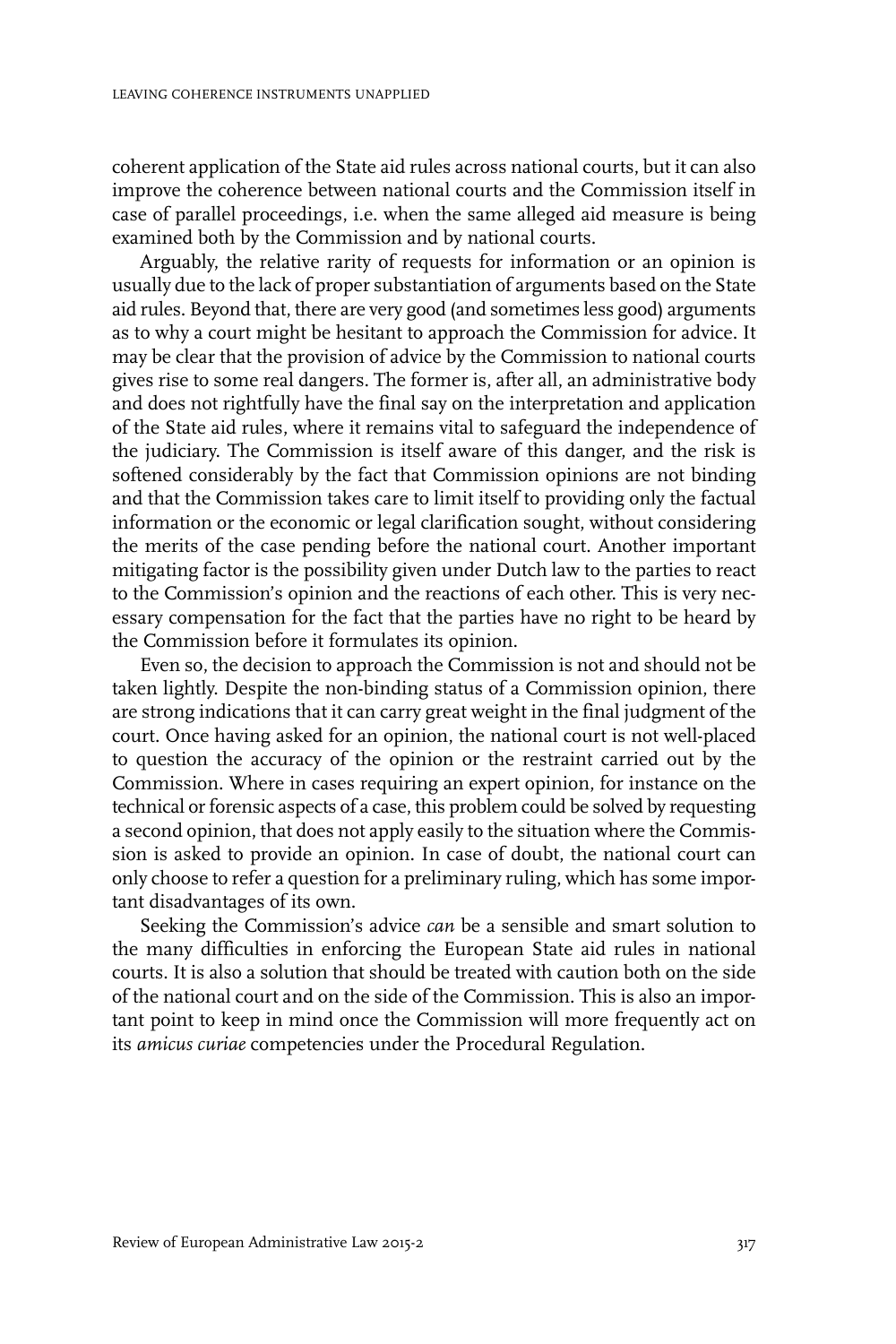coherent application of the State aid rules across national courts, but it can also improve the coherence between national courts and the Commission itself in case of parallel proceedings, i.e. when the same alleged aid measure is being examined both by the Commission and by national courts.

Arguably, the relative rarity of requests for information or an opinion is usually due to the lack of proper substantiation of arguments based on the State aid rules. Beyond that, there are very good (and sometimes less good) arguments as to why a court might be hesitant to approach the Commission for advice. It may be clear that the provision of advice by the Commission to national courts gives rise to some real dangers. The former is, after all, an administrative body and does not rightfully have the final say on the interpretation and application of the State aid rules, where it remains vital to safeguard the independence of the judiciary. The Commission is itself aware of this danger, and the risk is softened considerably by the fact that Commission opinions are not binding and that the Commission takes care to limit itself to providing only the factual information or the economic or legal clarification sought, without considering the merits of the case pending before the national court. Another important mitigating factor is the possibility given under Dutch law to the parties to react to the Commission's opinion and the reactions of each other. This is very necessary compensation for the fact that the parties have no right to be heard by the Commission before it formulates its opinion.

Even so, the decision to approach the Commission is not and should not be taken lightly. Despite the non-binding status of a Commission opinion, there are strong indications that it can carry great weight in the final judgment of the court. Once having asked for an opinion, the national court is not well-placed to question the accuracy of the opinion or the restraint carried out by the Commission. Where in cases requiring an expert opinion, for instance on the technical or forensic aspects of a case, this problem could be solved by requesting a second opinion, that does not apply easily to the situation where the Commission is asked to provide an opinion. In case of doubt, the national court can only choose to refer a question for a preliminary ruling, which has some important disadvantages of its own.

Seeking the Commission's advice *can* be a sensible and smart solution to the many difficulties in enforcing the European State aid rules in national courts. It is also a solution that should be treated with caution both on the side of the national court and on the side of the Commission. This is also an important point to keep in mind once the Commission will more frequently act on its *amicus curiae* competencies under the Procedural Regulation.